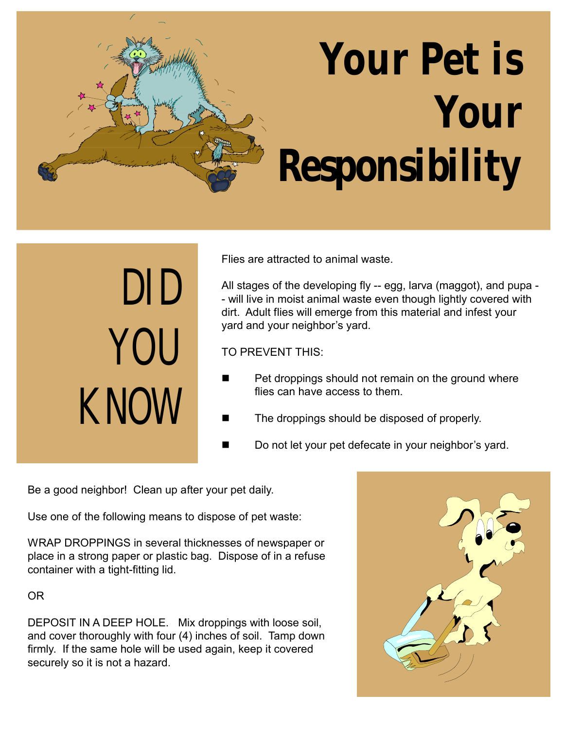# Your Pet is Your Responsibility

## DID YOU KNOW

Flies are attracted to animal waste.

All stages of the developing fly -- egg, larva (maggot), and pupa -- will live in moist animal waste even though lightly covered with dirt. Adult flies will emerge from this material and infest your yard and your neighbor's yard.

TO PREVENT THIS:

- Pet droppings should not remain on the ground where flies can have access to them.
- The droppings should be disposed of properly.
- Do not let your pet defecate in your neighbor's yard.

Be a good neighbor! Clean up after your pet daily.

Use one of the following means to dispose of pet waste:

WRAP DROPPINGS in several thicknesses of newspaper or place in a strong paper or plastic bag. Dispose of in a refuse container with a tight-fitting lid.

OR

DEPOSIT IN A DEEP HOLE. Mix droppings with loose soil, and cover thoroughly with four (4) inches of soil. Tamp down firmly. If the same hole will be used again, keep it covered securely so it is not a hazard.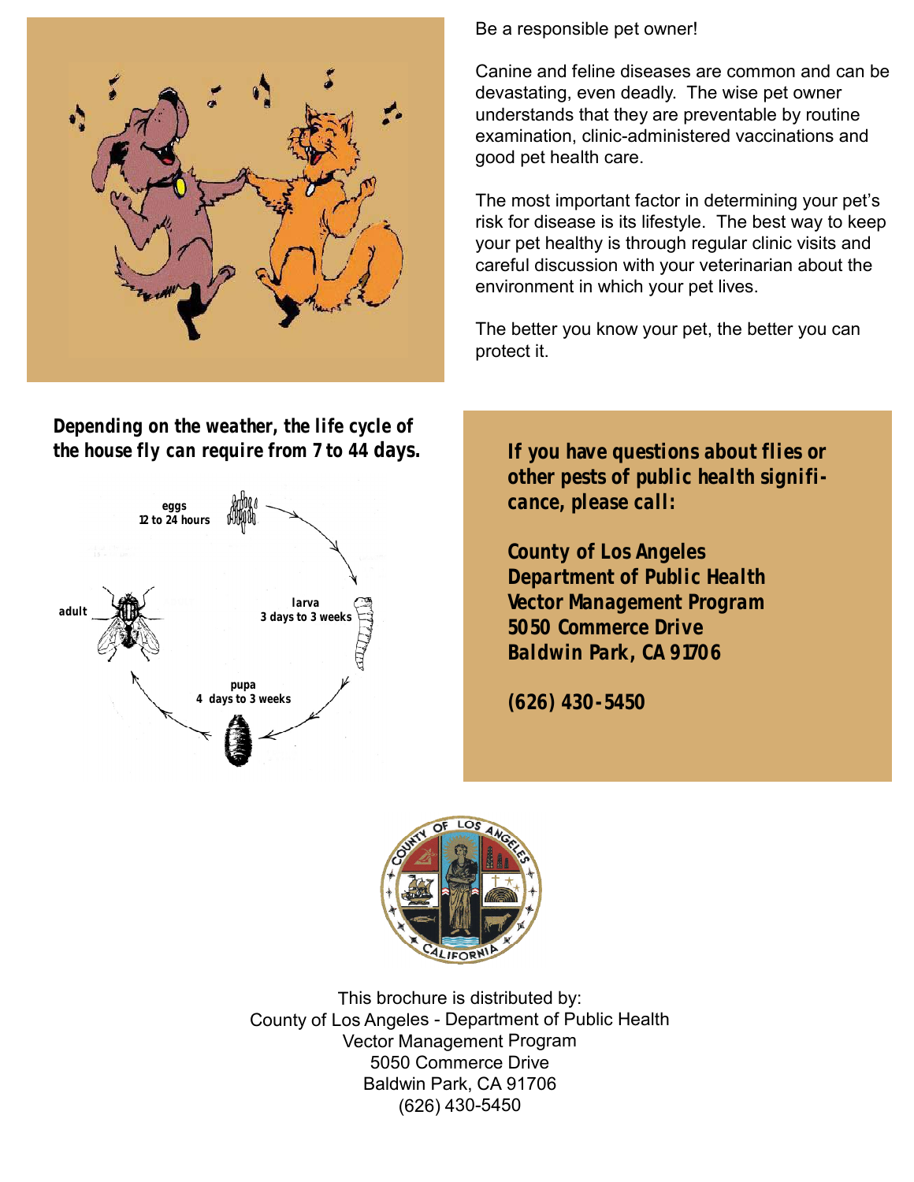Be a responsible pet owner!

Canine and feline diseases are common and can be devastating, even deadly. The wise pet owner understands that they are preventable by routine examination, clinic-administered vaccinations and good pet health care.

The most important factor in determining your pet's risk for disease is its lifestyle. The best way to keep your pet healthy is through regular clinic visits and careful discussion with your veterinarian about the environment in which your pet lives.

The better you know your pet, the better you can protect it.

***Depending on the weather, the life cycle of the house fly can require from 7 to 44 days.***

eggs
12 to 24 hours

larva
3 days to 3 weeks

pupa
4 days to 3 weeks

adult

***If you have questions about flies or other pests of public health significance, please call:***

***County of Los Angeles***
***Department of Public Health***
***Vector Management Program***
***5050 Commerce Drive***
***Baldwin Park, CA 91706***

***(626) 430-5450***

This brochure is distributed by:
County of Los Angeles - Department of Public Health
Vector Management Program
5050 Commerce Drive
Baldwin Park, CA 91706
(626) 430-5450